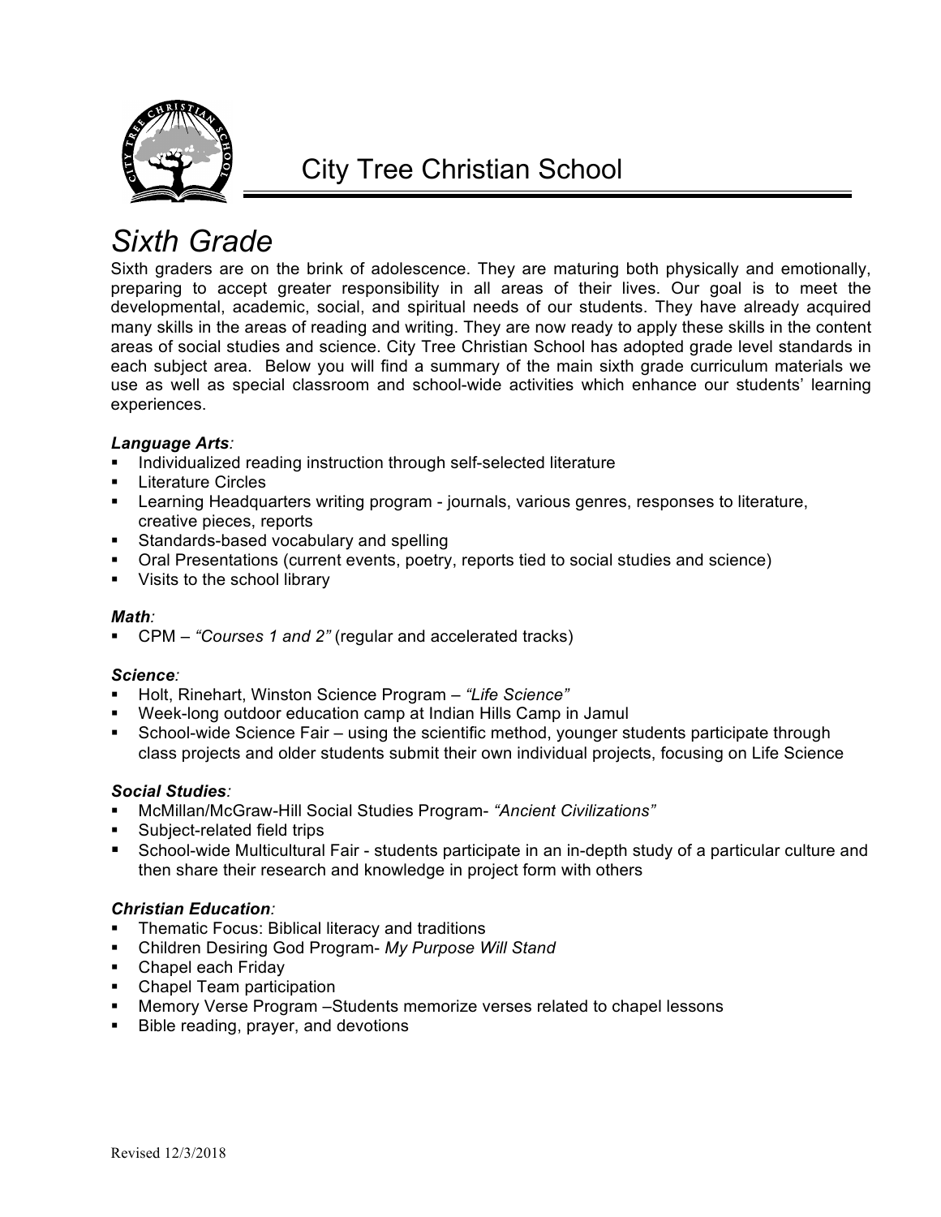# City Tree Christian School

## *Sixth Grade*

Sixth graders are on the brink of adolescence. They are maturing both physically and emotionally, preparing to accept greater responsibility in all areas of their lives. Our goal is to meet the developmental, academic, social, and spiritual needs of our students. They have already acquired many skills in the areas of reading and writing. They are now ready to apply these skills in the content areas of social studies and science. City Tree Christian School has adopted grade level standards in each subject area. Below you will find a summary of the main sixth grade curriculum materials we use as well as special classroom and school-wide activities which enhance our students' learning experiences.

***Language Arts**:*

- Individualized reading instruction through self-selected literature
- Literature Circles
- Learning Headquarters writing program - journals, various genres, responses to literature, creative pieces, reports
- Standards-based vocabulary and spelling
- Oral Presentations (current events, poetry, reports tied to social studies and science)
- Visits to the school library

***Math**:*

- CPM – *"Courses 1 and 2"* (regular and accelerated tracks)

***Science**:*

- Holt, Rinehart, Winston Science Program – *"Life Science"*
- Week-long outdoor education camp at Indian Hills Camp in Jamul
- School-wide Science Fair – using the scientific method, younger students participate through class projects and older students submit their own individual projects, focusing on Life Science

***Social Studies**:*

- McMillan/McGraw-Hill Social Studies Program- *"Ancient Civilizations"*
- Subject-related field trips
- School-wide Multicultural Fair - students participate in an in-depth study of a particular culture and then share their research and knowledge in project form with others

***Christian Education**:*

- Thematic Focus: Biblical literacy and traditions
- Children Desiring God Program- *My Purpose Will Stand*
- Chapel each Friday
- Chapel Team participation
- Memory Verse Program –Students memorize verses related to chapel lessons
- Bible reading, prayer, and devotions

Revised 12/3/2018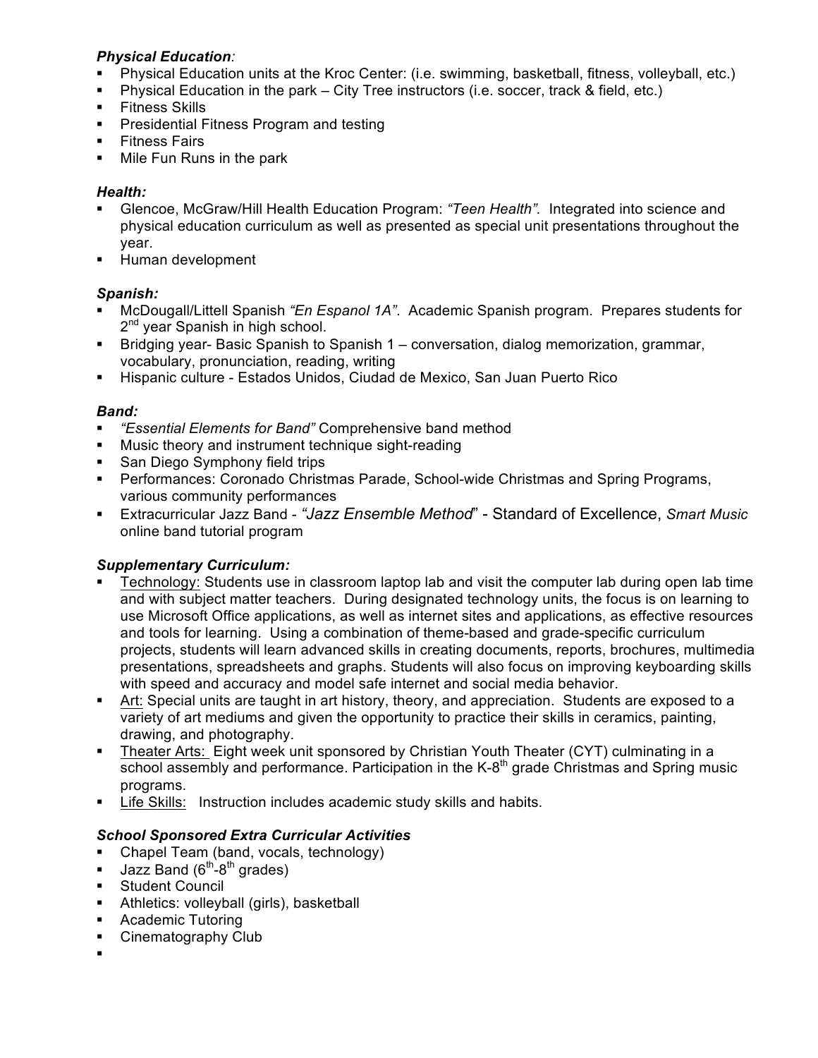***Physical Education:***

- Physical Education units at the Kroc Center: (i.e. swimming, basketball, fitness, volleyball, etc.)
- Physical Education in the park – City Tree instructors (i.e. soccer, track & field, etc.)
- Fitness Skills
- Presidential Fitness Program and testing
- Fitness Fairs
- Mile Fun Runs in the park

***Health:***

- Glencoe, McGraw/Hill Health Education Program: *"Teen Health"*. Integrated into science and physical education curriculum as well as presented as special unit presentations throughout the year.
- Human development

***Spanish:***

- McDougall/Littell Spanish *"En Espanol 1A"*. Academic Spanish program. Prepares students for 2nd year Spanish in high school.
- Bridging year- Basic Spanish to Spanish 1 – conversation, dialog memorization, grammar, vocabulary, pronunciation, reading, writing
- Hispanic culture - Estados Unidos, Ciudad de Mexico, San Juan Puerto Rico

***Band:***

- *"Essential Elements for Band"* Comprehensive band method
- Music theory and instrument technique sight-reading
- San Diego Symphony field trips
- Performances: Coronado Christmas Parade, School-wide Christmas and Spring Programs, various community performances
- Extracurricular Jazz Band - *"Jazz Ensemble Method"* - Standard of Excellence, *Smart Music* online band tutorial program

***Supplementary Curriculum:***

- Technology: Students use in classroom laptop lab and visit the computer lab during open lab time and with subject matter teachers. During designated technology units, the focus is on learning to use Microsoft Office applications, as well as internet sites and applications, as effective resources and tools for learning. Using a combination of theme-based and grade-specific curriculum projects, students will learn advanced skills in creating documents, reports, brochures, multimedia presentations, spreadsheets and graphs. Students will also focus on improving keyboarding skills with speed and accuracy and model safe internet and social media behavior.
- Art: Special units are taught in art history, theory, and appreciation. Students are exposed to a variety of art mediums and given the opportunity to practice their skills in ceramics, painting, drawing, and photography.
- Theater Arts: Eight week unit sponsored by Christian Youth Theater (CYT) culminating in a school assembly and performance. Participation in the K-8th grade Christmas and Spring music programs.
- Life Skills: Instruction includes academic study skills and habits.

***School Sponsored Extra Curricular Activities***

- Chapel Team (band, vocals, technology)
- Jazz Band (6th-8th grades)
- Student Council
- Athletics: volleyball (girls), basketball
- Academic Tutoring
- Cinematography Club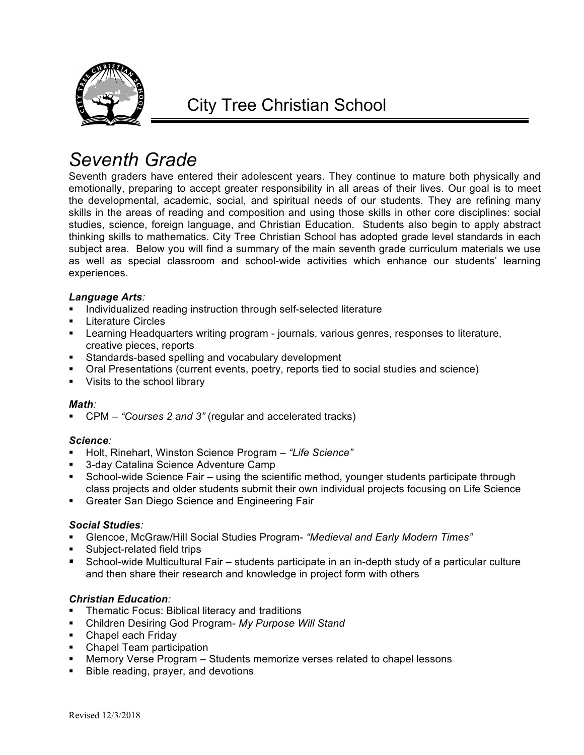# City Tree Christian School

## *Seventh Grade*

Seventh graders have entered their adolescent years. They continue to mature both physically and emotionally, preparing to accept greater responsibility in all areas of their lives. Our goal is to meet the developmental, academic, social, and spiritual needs of our students. They are refining many skills in the areas of reading and composition and using those skills in other core disciplines: social studies, science, foreign language, and Christian Education. Students also begin to apply abstract thinking skills to mathematics. City Tree Christian School has adopted grade level standards in each subject area. Below you will find a summary of the main seventh grade curriculum materials we use as well as special classroom and school-wide activities which enhance our students' learning experiences.

***Language Arts:***

- Individualized reading instruction through self-selected literature
- Literature Circles
- Learning Headquarters writing program - journals, various genres, responses to literature, creative pieces, reports
- Standards-based spelling and vocabulary development
- Oral Presentations (current events, poetry, reports tied to social studies and science)
- Visits to the school library

***Math:***

- CPM – *"Courses 2 and 3"* (regular and accelerated tracks)

***Science:***

- Holt, Rinehart, Winston Science Program – *"Life Science"*
- 3-day Catalina Science Adventure Camp
- School-wide Science Fair – using the scientific method, younger students participate through class projects and older students submit their own individual projects focusing on Life Science
- Greater San Diego Science and Engineering Fair

***Social Studies:***

- Glencoe, McGraw/Hill Social Studies Program- *"Medieval and Early Modern Times"*
- Subject-related field trips
- School-wide Multicultural Fair – students participate in an in-depth study of a particular culture and then share their research and knowledge in project form with others

***Christian Education:***

- Thematic Focus: Biblical literacy and traditions
- Children Desiring God Program- *My Purpose Will Stand*
- Chapel each Friday
- Chapel Team participation
- Memory Verse Program – Students memorize verses related to chapel lessons
- Bible reading, prayer, and devotions

Revised 12/3/2018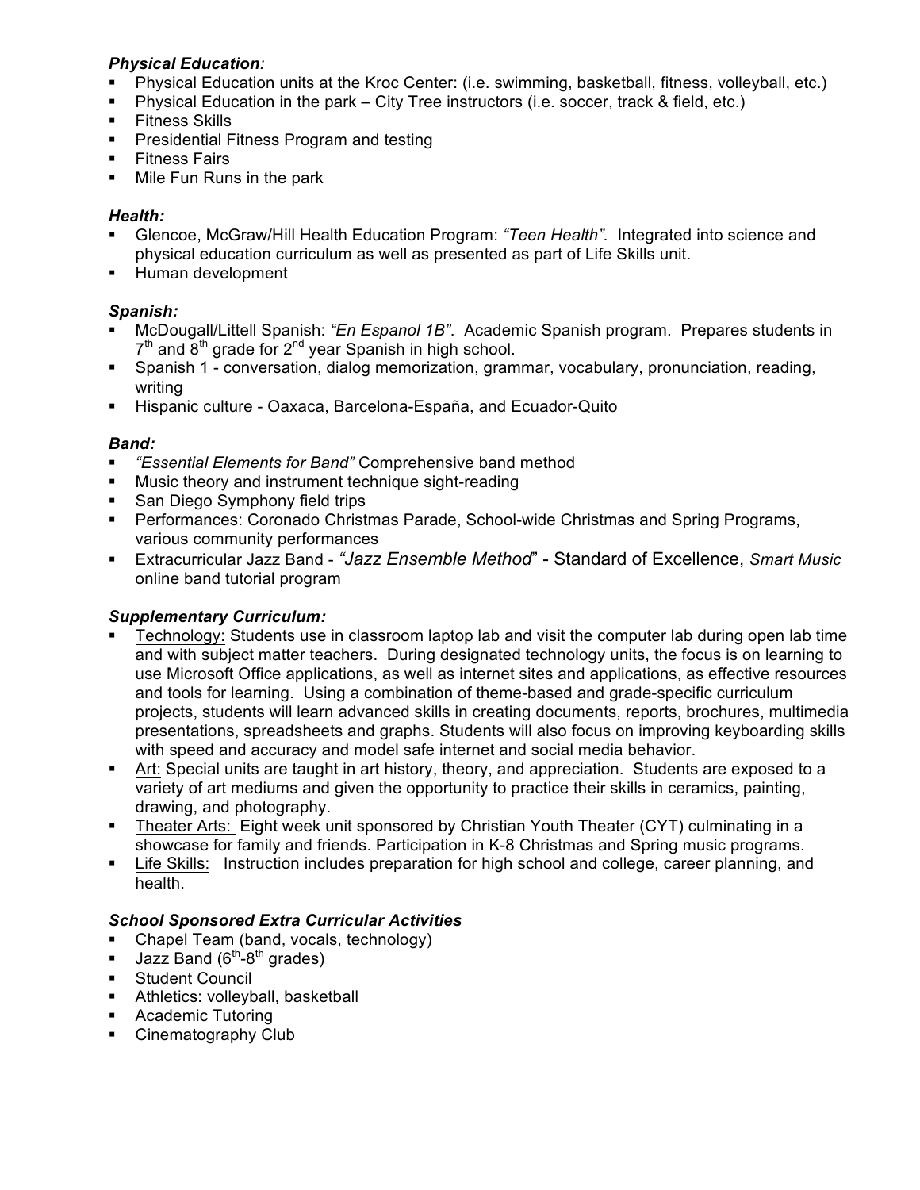***Physical Education**:*

- Physical Education units at the Kroc Center: (i.e. swimming, basketball, fitness, volleyball, etc.)
- Physical Education in the park – City Tree instructors (i.e. soccer, track & field, etc.)
- Fitness Skills
- Presidential Fitness Program and testing
- Fitness Fairs
- Mile Fun Runs in the park

***Health:***

- Glencoe, McGraw/Hill Health Education Program: *"Teen Health"*. Integrated into science and physical education curriculum as well as presented as part of Life Skills unit.
- Human development

***Spanish:***

- McDougall/Littell Spanish: *"En Espanol 1B"*. Academic Spanish program. Prepares students in 7th and 8th grade for 2nd year Spanish in high school.
- Spanish 1 - conversation, dialog memorization, grammar, vocabulary, pronunciation, reading, writing
- Hispanic culture - Oaxaca, Barcelona-España, and Ecuador-Quito

***Band:***

- *"Essential Elements for Band"* Comprehensive band method
- Music theory and instrument technique sight-reading
- San Diego Symphony field trips
- Performances: Coronado Christmas Parade, School-wide Christmas and Spring Programs, various community performances
- Extracurricular Jazz Band - *"Jazz Ensemble Method*" - Standard of Excellence, *Smart Music* online band tutorial program

***Supplementary Curriculum:***

- Technology: Students use in classroom laptop lab and visit the computer lab during open lab time and with subject matter teachers. During designated technology units, the focus is on learning to use Microsoft Office applications, as well as internet sites and applications, as effective resources and tools for learning. Using a combination of theme-based and grade-specific curriculum projects, students will learn advanced skills in creating documents, reports, brochures, multimedia presentations, spreadsheets and graphs. Students will also focus on improving keyboarding skills with speed and accuracy and model safe internet and social media behavior.
- Art: Special units are taught in art history, theory, and appreciation. Students are exposed to a variety of art mediums and given the opportunity to practice their skills in ceramics, painting, drawing, and photography.
- Theater Arts: Eight week unit sponsored by Christian Youth Theater (CYT) culminating in a showcase for family and friends. Participation in K-8 Christmas and Spring music programs.
- Life Skills: Instruction includes preparation for high school and college, career planning, and health.

***School Sponsored Extra Curricular Activities***

- Chapel Team (band, vocals, technology)
- Jazz Band (6th-8th grades)
- Student Council
- Athletics: volleyball, basketball
- Academic Tutoring
- Cinematography Club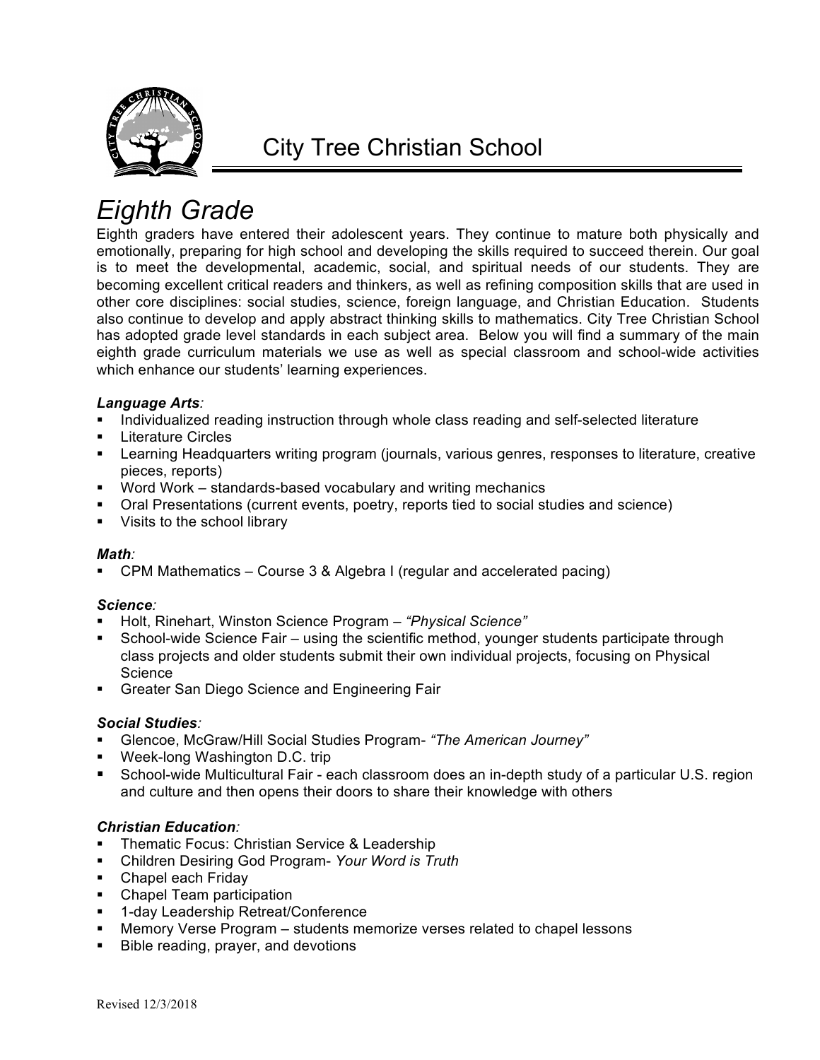# City Tree Christian School

## *Eighth Grade*

Eighth graders have entered their adolescent years. They continue to mature both physically and emotionally, preparing for high school and developing the skills required to succeed therein. Our goal is to meet the developmental, academic, social, and spiritual needs of our students. They are becoming excellent critical readers and thinkers, as well as refining composition skills that are used in other core disciplines: social studies, science, foreign language, and Christian Education. Students also continue to develop and apply abstract thinking skills to mathematics. City Tree Christian School has adopted grade level standards in each subject area. Below you will find a summary of the main eighth grade curriculum materials we use as well as special classroom and school-wide activities which enhance our students' learning experiences.

***Language Arts**:*

- Individualized reading instruction through whole class reading and self-selected literature
- Literature Circles
- Learning Headquarters writing program (journals, various genres, responses to literature, creative pieces, reports)
- Word Work – standards-based vocabulary and writing mechanics
- Oral Presentations (current events, poetry, reports tied to social studies and science)
- Visits to the school library

***Math**:*

- CPM Mathematics – Course 3 & Algebra I (regular and accelerated pacing)

***Science**:*

- Holt, Rinehart, Winston Science Program – *"Physical Science"*
- School-wide Science Fair – using the scientific method, younger students participate through class projects and older students submit their own individual projects, focusing on Physical Science
- Greater San Diego Science and Engineering Fair

***Social Studies**:*

- Glencoe, McGraw/Hill Social Studies Program- *"The American Journey"*
- Week-long Washington D.C. trip
- School-wide Multicultural Fair - each classroom does an in-depth study of a particular U.S. region and culture and then opens their doors to share their knowledge with others

***Christian Education**:*

- Thematic Focus: Christian Service & Leadership
- Children Desiring God Program- *Your Word is Truth*
- Chapel each Friday
- Chapel Team participation
- 1-day Leadership Retreat/Conference
- Memory Verse Program – students memorize verses related to chapel lessons
- Bible reading, prayer, and devotions

Revised 12/3/2018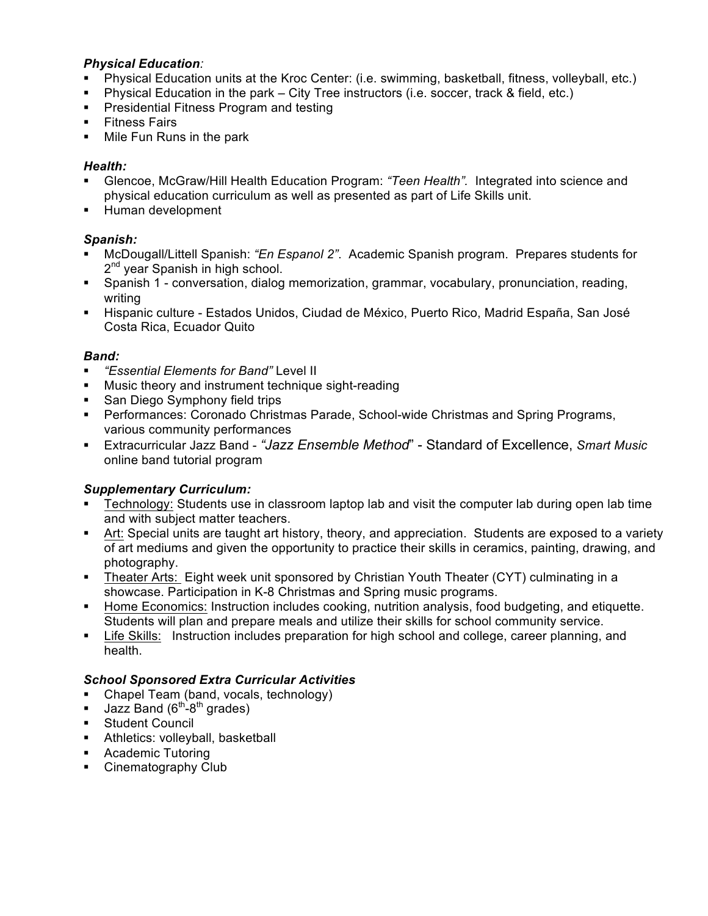***Physical Education**:*

- Physical Education units at the Kroc Center: (i.e. swimming, basketball, fitness, volleyball, etc.)
- Physical Education in the park – City Tree instructors (i.e. soccer, track & field, etc.)
- Presidential Fitness Program and testing
- Fitness Fairs
- Mile Fun Runs in the park

***Health:***

- Glencoe, McGraw/Hill Health Education Program: *"Teen Health"*. Integrated into science and physical education curriculum as well as presented as part of Life Skills unit.
- Human development

***Spanish:***

- McDougall/Littell Spanish: *"En Espanol 2"*. Academic Spanish program. Prepares students for 2nd year Spanish in high school.
- Spanish 1 - conversation, dialog memorization, grammar, vocabulary, pronunciation, reading, writing
- Hispanic culture - Estados Unidos, Ciudad de México, Puerto Rico, Madrid España, San José Costa Rica, Ecuador Quito

***Band:***

- *"Essential Elements for Band"* Level II
- Music theory and instrument technique sight-reading
- San Diego Symphony field trips
- Performances: Coronado Christmas Parade, School-wide Christmas and Spring Programs, various community performances
- Extracurricular Jazz Band - *"Jazz Ensemble Method*" - Standard of Excellence, *Smart Music* online band tutorial program

***Supplementary Curriculum:***

- Technology: Students use in classroom laptop lab and visit the computer lab during open lab time and with subject matter teachers.
- Art: Special units are taught art history, theory, and appreciation. Students are exposed to a variety of art mediums and given the opportunity to practice their skills in ceramics, painting, drawing, and photography.
- Theater Arts: Eight week unit sponsored by Christian Youth Theater (CYT) culminating in a showcase. Participation in K-8 Christmas and Spring music programs.
- Home Economics: Instruction includes cooking, nutrition analysis, food budgeting, and etiquette. Students will plan and prepare meals and utilize their skills for school community service.
- Life Skills: Instruction includes preparation for high school and college, career planning, and health.

***School Sponsored Extra Curricular Activities***

- Chapel Team (band, vocals, technology)
- Jazz Band (6th-8th grades)
- Student Council
- Athletics: volleyball, basketball
- Academic Tutoring
- Cinematography Club